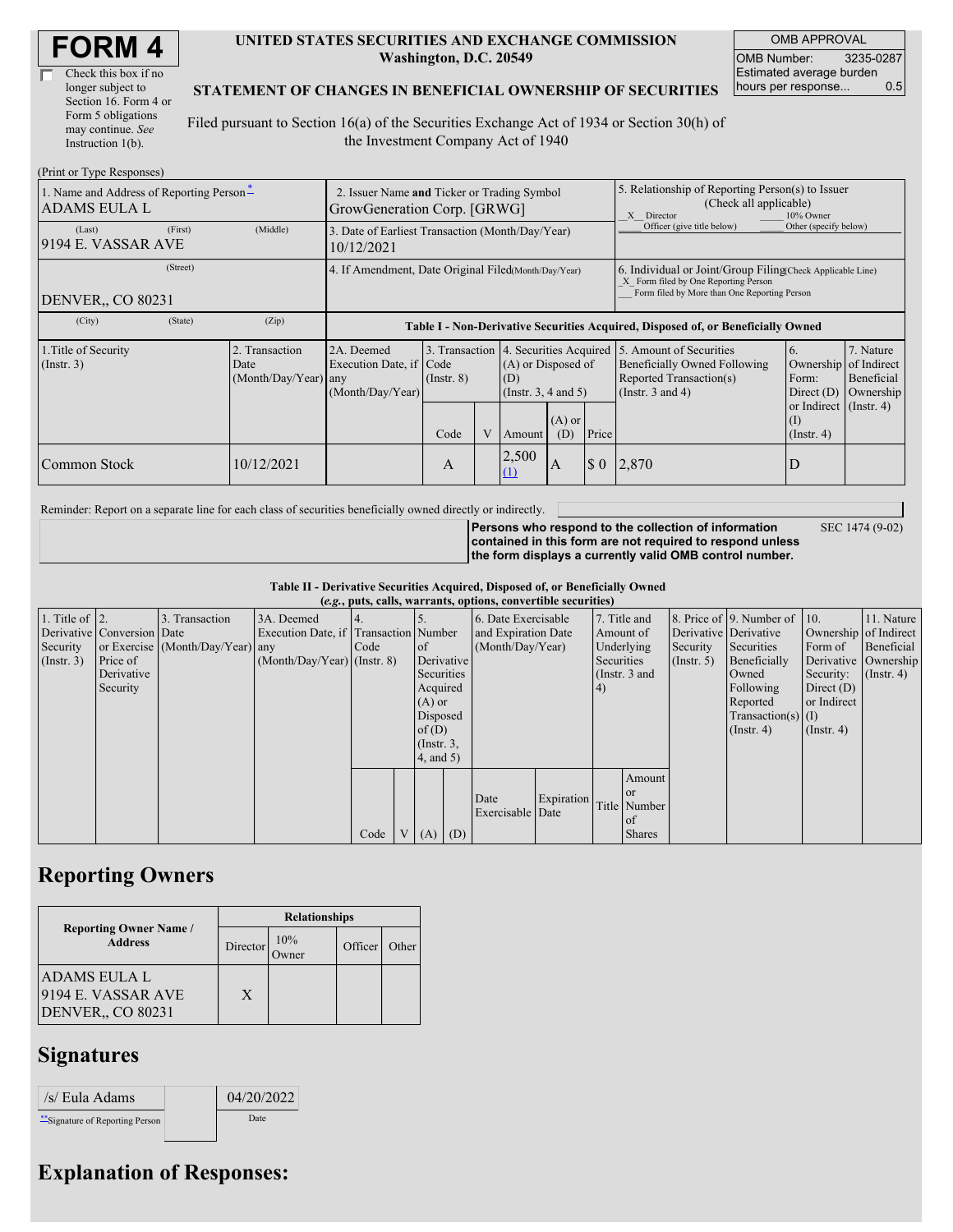# FORM 4

☐ Check this box if no longer subject to Section 16. Form 4 or Form 5 obligations may continue. *See* Instruction 1(b).

**UNITED STATES SECURITIES AND EXCHANGE COMMISSION**
**Washington, D.C. 20549**

**STATEMENT OF CHANGES IN BENEFICIAL OWNERSHIP OF SECURITIES**

Filed pursuant to Section 16(a) of the Securities Exchange Act of 1934 or Section 30(h) of the Investment Company Act of 1940

| OMB APPROVAL | |
|---|---|
| OMB Number: | 3235-0287 |
| Estimated average burden hours per response... | 0.5 |

(Print or Type Responses)

| 1. Name and Address of Reporting Person * | 2. Issuer Name and Ticker or Trading Symbol | 5. Relationship of Reporting Person(s) to Issuer (Check all applicable) |
|---|---|---|
| ADAMS EULA L | GrowGeneration Corp. [GRWG] | _X_ Director ___ 10% Owner ___ Officer (give title below) ___ Other (specify below) |
| (Last) (First) (Middle) 9194 E. VASSAR AVE | 3. Date of Earliest Transaction (Month/Day/Year) 10/12/2021 | |
| (Street) DENVER,, CO 80231 | 4. If Amendment, Date Original Filed (Month/Day/Year) | 6. Individual or Joint/Group Filing (Check Applicable Line) _X_ Form filed by One Reporting Person ___ Form filed by More than One Reporting Person |
| (City) (State) (Zip) | | |

**Table I - Non-Derivative Securities Acquired, Disposed of, or Beneficially Owned**

| 1.Title of Security (Instr. 3) | 2. Transaction Date (Month/Day/Year) | 2A. Deemed Execution Date, if any (Month/Day/Year) | 3. Transaction Code (Instr. 8) | | 4. Securities Acquired (A) or Disposed of (D) (Instr. 3, 4 and 5) | | | 5. Amount of Securities Beneficially Owned Following Reported Transaction(s) (Instr. 3 and 4) | 6. Ownership Form: Direct (D) or Indirect (I) (Instr. 4) | 7. Nature of Indirect Beneficial Ownership (Instr. 4) |
|---|---|---|---|---|---|---|---|---|---|---|
| | | | Code | V | Amount | (A) or (D) | Price | | | |
| Common Stock | 10/12/2021 | | A | | 2,500 (1) | A | $ 0 | 2,870 | D | |

Reminder: Report on a separate line for each class of securities beneficially owned directly or indirectly.

**Persons who respond to the collection of information contained in this form are not required to respond unless the form displays a currently valid OMB control number.** SEC 1474 (9-02)

**Table II - Derivative Securities Acquired, Disposed of, or Beneficially Owned**
**(*e.g.*, puts, calls, warrants, options, convertible securities)**

| 1. Title of Derivative Security (Instr. 3) | 2. Conversion or Exercise Price of Derivative Security | 3. Transaction Date (Month/Day/Year) | 3A. Deemed Execution Date, if any (Month/Day/Year) | 4. Transaction Code (Instr. 8) | | 5. Number of Derivative Securities Acquired (A) or Disposed of (D) (Instr. 3, 4, and 5) | | 6. Date Exercisable and Expiration Date (Month/Day/Year) | | 7. Title and Amount of Underlying Securities (Instr. 3 and 4) | | 8. Price of Derivative Security (Instr. 5) | 9. Number of Derivative Securities Beneficially Owned Following Reported Transaction(s) (Instr. 4) | 10. Ownership Form of Derivative Security: Direct (D) or Indirect (I) (Instr. 4) | 11. Nature of Indirect Beneficial Ownership (Instr. 4) |
|---|---|---|---|---|---|---|---|---|---|---|---|---|---|---|---|
| | | | | Code | V | (A) | (D) | Date Exercisable | Expiration Date | Title | Amount or Number of Shares | | | | |

## Reporting Owners

| Reporting Owner Name / Address | Relationships | | | |
|---|---|---|---|---|
| | Director | 10% Owner | Officer | Other |
| ADAMS EULA L 9194 E. VASSAR AVE DENVER,, CO 80231 | X | | | |

## Signatures

| /s/ Eula Adams | | 04/20/2022 |
|---|---|---|
| **Signature of Reporting Person | | Date |

## Explanation of Responses: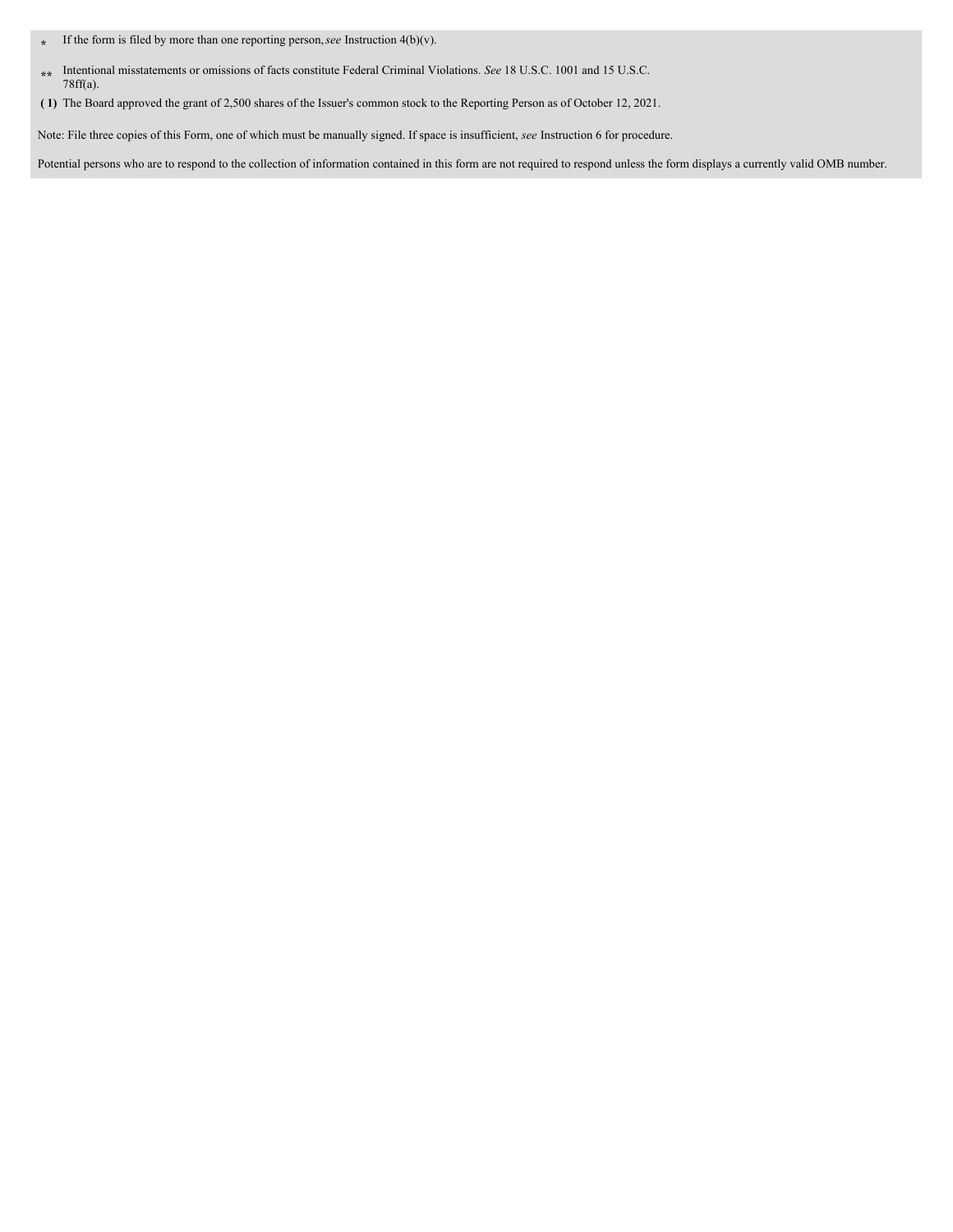\* If the form is filed by more than one reporting person, *see* Instruction 4(b)(v).

\*\* Intentional misstatements or omissions of facts constitute Federal Criminal Violations. *See* 18 U.S.C. 1001 and 15 U.S.C. 78ff(a).

**( 1)** The Board approved the grant of 2,500 shares of the Issuer's common stock to the Reporting Person as of October 12, 2021.

Note: File three copies of this Form, one of which must be manually signed. If space is insufficient, *see* Instruction 6 for procedure.

Potential persons who are to respond to the collection of information contained in this form are not required to respond unless the form displays a currently valid OMB number.